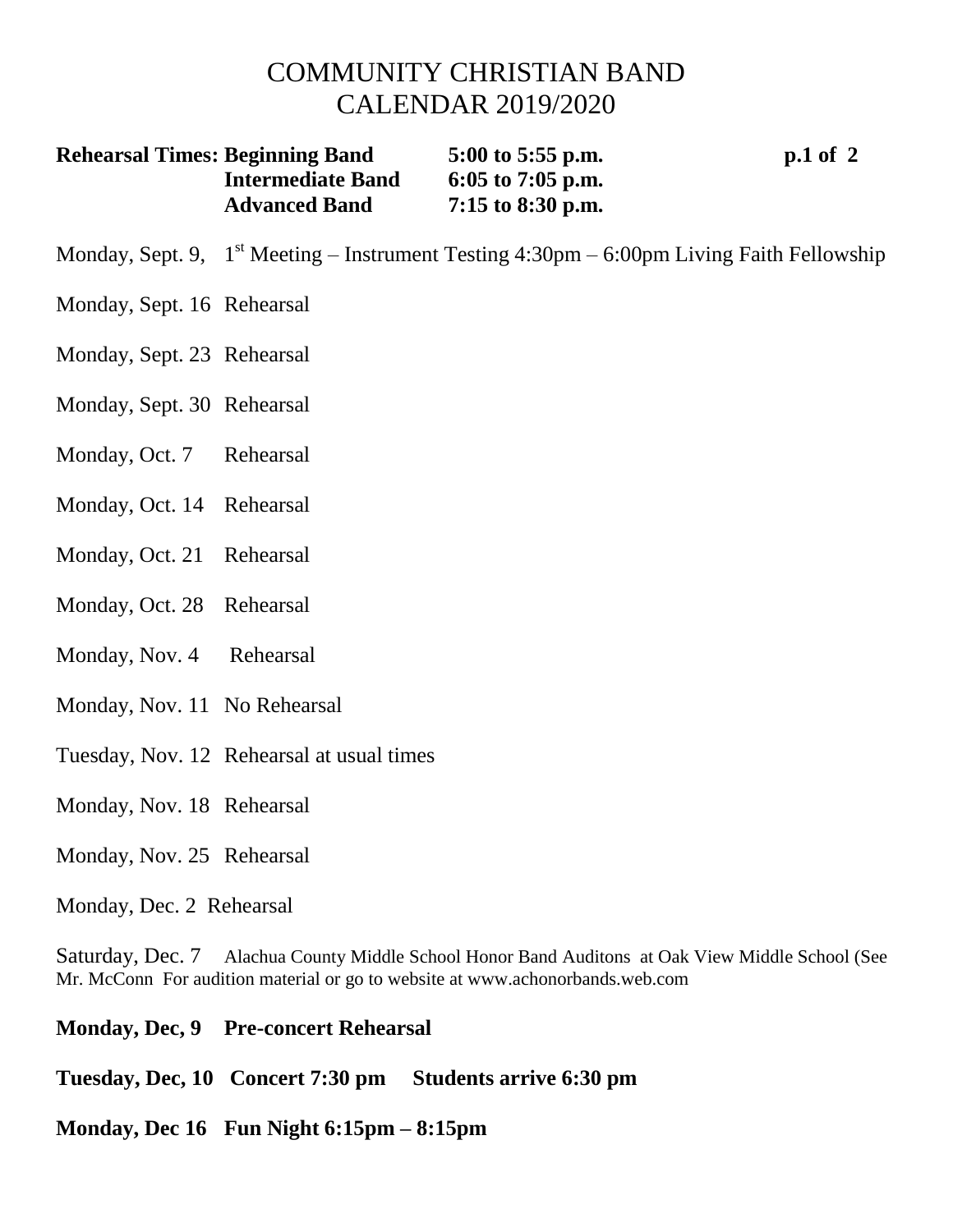# COMMUNITY CHRISTIAN BAND
# CALENDAR 2019/2020

| **Rehearsal Times:** | | |
|---|---|---|
| | **Beginning Band** | **5:00 to 5:55 p.m.** |
| | **Intermediate Band** | **6:05 to 7:05 p.m.** |
| | **Advanced Band** | **7:15 to 8:30 p.m.** |

Monday, Sept. 9, 1st Meeting – Instrument Testing 4:30pm – 6:00pm Living Faith Fellowship

Monday, Sept. 16 Rehearsal

Monday, Sept. 23 Rehearsal

Monday, Sept. 30 Rehearsal

Monday, Oct. 7 Rehearsal

Monday, Oct. 14 Rehearsal

Monday, Oct. 21 Rehearsal

Monday, Oct. 28 Rehearsal

Monday, Nov. 4 Rehearsal

Monday, Nov. 11 No Rehearsal

Tuesday, Nov. 12 Rehearsal at usual times

Monday, Nov. 18 Rehearsal

Monday, Nov. 25 Rehearsal

Monday, Dec. 2 Rehearsal

Saturday, Dec. 7 Alachua County Middle School Honor Band Auditons at Oak View Middle School (See Mr. McConn For audition material or go to website at www.achonorbands.web.com

**Monday, Dec, 9 Pre-concert Rehearsal**

**Tuesday, Dec, 10 Concert 7:30 pm Students arrive 6:30 pm**

**Monday, Dec 16 Fun Night 6:15pm – 8:15pm**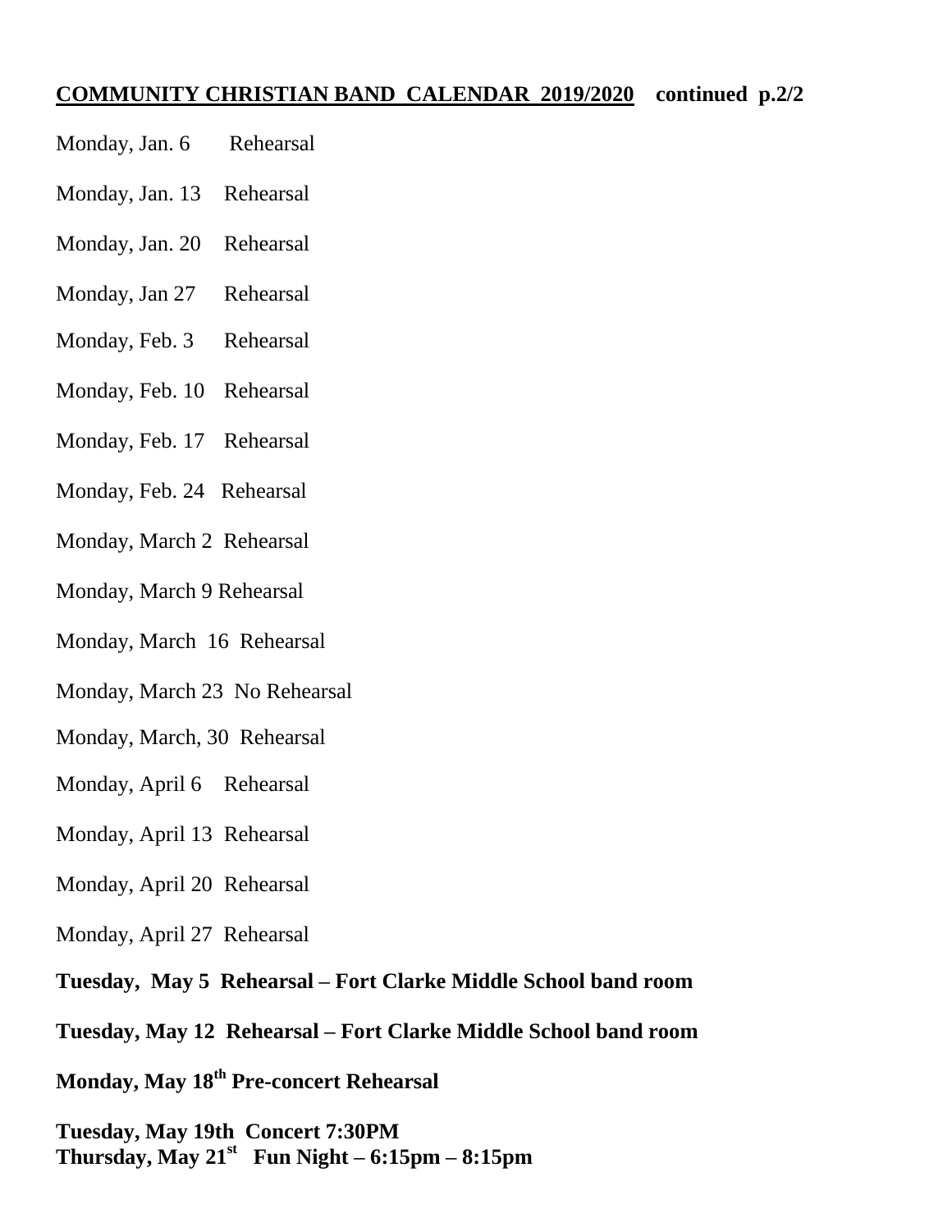**COMMUNITY CHRISTIAN BAND CALENDAR 2019/2020** **continued p.2/2**

Monday, Jan. 6 Rehearsal

Monday, Jan. 13 Rehearsal

Monday, Jan. 20 Rehearsal

Monday, Jan 27 Rehearsal

Monday, Feb. 3 Rehearsal

Monday, Feb. 10 Rehearsal

Monday, Feb. 17 Rehearsal

Monday, Feb. 24 Rehearsal

Monday, March 2 Rehearsal

Monday, March 9 Rehearsal

Monday, March 16 Rehearsal

Monday, March 23 No Rehearsal

Monday, March, 30 Rehearsal

Monday, April 6 Rehearsal

Monday, April 13 Rehearsal

Monday, April 20 Rehearsal

Monday, April 27 Rehearsal

**Tuesday, May 5 Rehearsal – Fort Clarke Middle School band room**

**Tuesday, May 12 Rehearsal – Fort Clarke Middle School band room**

**Monday, May 18th Pre-concert Rehearsal**

**Tuesday, May 19th Concert 7:30PM**
**Thursday, May 21st Fun Night – 6:15pm – 8:15pm**